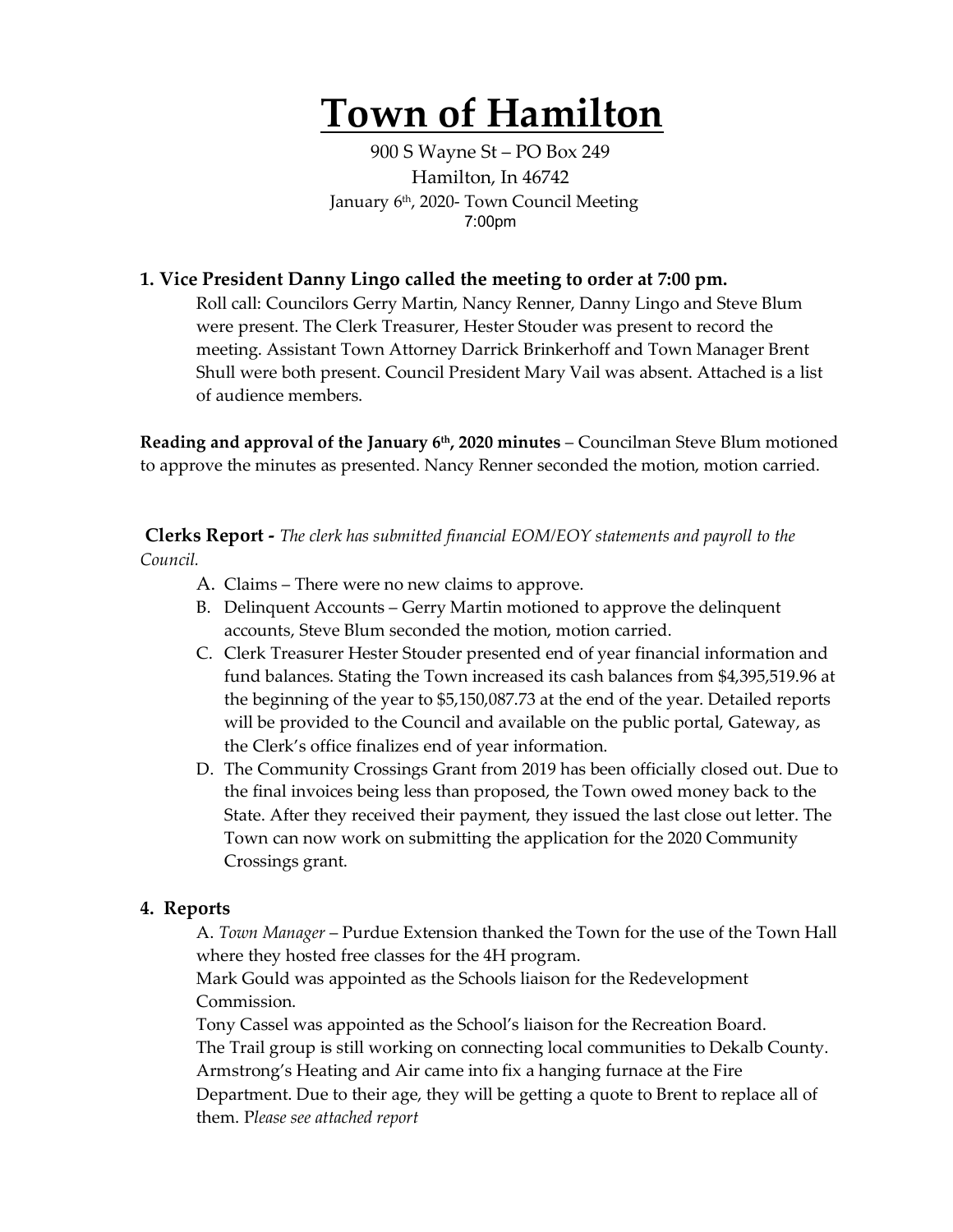# Town of Hamilton

900 S Wayne St – PO Box 249
Hamilton, In 46742
January 6th, 2020- Town Council Meeting
7:00pm

### 1. Vice President Danny Lingo called the meeting to order at 7:00 pm.

Roll call: Councilors Gerry Martin, Nancy Renner, Danny Lingo and Steve Blum were present. The Clerk Treasurer, Hester Stouder was present to record the meeting. Assistant Town Attorney Darrick Brinkerhoff and Town Manager Brent Shull were both present. Council President Mary Vail was absent. Attached is a list of audience members.

**Reading and approval of the January 6th, 2020 minutes** – Councilman Steve Blum motioned to approve the minutes as presented. Nancy Renner seconded the motion, motion carried.

**Clerks Report -** *The clerk has submitted financial EOM/EOY statements and payroll to the Council.*

A. Claims – There were no new claims to approve.
B. Delinquent Accounts – Gerry Martin motioned to approve the delinquent accounts, Steve Blum seconded the motion, motion carried.
C. Clerk Treasurer Hester Stouder presented end of year financial information and fund balances. Stating the Town increased its cash balances from $4,395,519.96 at the beginning of the year to $5,150,087.73 at the end of the year. Detailed reports will be provided to the Council and available on the public portal, Gateway, as the Clerk's office finalizes end of year information.
D. The Community Crossings Grant from 2019 has been officially closed out. Due to the final invoices being less than proposed, the Town owed money back to the State. After they received their payment, they issued the last close out letter. The Town can now work on submitting the application for the 2020 Community Crossings grant.

### 4. Reports

A. *Town Manager* – Purdue Extension thanked the Town for the use of the Town Hall where they hosted free classes for the 4H program.
Mark Gould was appointed as the Schools liaison for the Redevelopment Commission.
Tony Cassel was appointed as the School's liaison for the Recreation Board.
The Trail group is still working on connecting local communities to Dekalb County.
Armstrong's Heating and Air came into fix a hanging furnace at the Fire Department. Due to their age, they will be getting a quote to Brent to replace all of them. P*lease see attached report*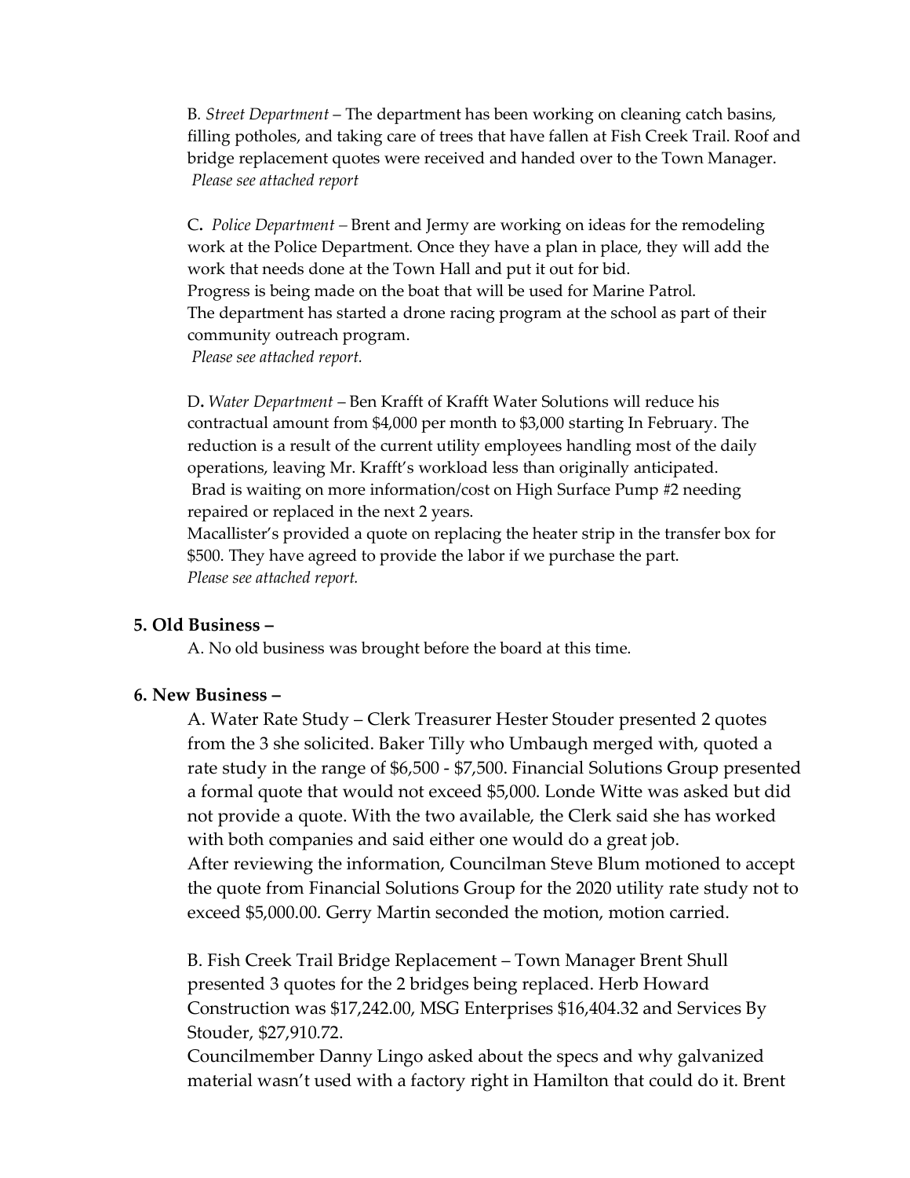B. *Street Department* – The department has been working on cleaning catch basins, filling potholes, and taking care of trees that have fallen at Fish Creek Trail. Roof and bridge replacement quotes were received and handed over to the Town Manager.
*Please see attached report*

C. *Police Department* – Brent and Jermy are working on ideas for the remodeling work at the Police Department. Once they have a plan in place, they will add the work that needs done at the Town Hall and put it out for bid.
Progress is being made on the boat that will be used for Marine Patrol.
The department has started a drone racing program at the school as part of their community outreach program.
*Please see attached report.*

D. *Water Department* – Ben Krafft of Krafft Water Solutions will reduce his contractual amount from $4,000 per month to $3,000 starting In February. The reduction is a result of the current utility employees handling most of the daily operations, leaving Mr. Krafft's workload less than originally anticipated.
Brad is waiting on more information/cost on High Surface Pump #2 needing repaired or replaced in the next 2 years.
Macallister's provided a quote on replacing the heater strip in the transfer box for $500. They have agreed to provide the labor if we purchase the part.
*Please see attached report.*

## 5. Old Business –

A. No old business was brought before the board at this time.

## 6. New Business –

A. Water Rate Study – Clerk Treasurer Hester Stouder presented 2 quotes from the 3 she solicited. Baker Tilly who Umbaugh merged with, quoted a rate study in the range of $6,500 - $7,500. Financial Solutions Group presented a formal quote that would not exceed $5,000. Londe Witte was asked but did not provide a quote. With the two available, the Clerk said she has worked with both companies and said either one would do a great job.
After reviewing the information, Councilman Steve Blum motioned to accept the quote from Financial Solutions Group for the 2020 utility rate study not to exceed $5,000.00. Gerry Martin seconded the motion, motion carried.

B. Fish Creek Trail Bridge Replacement – Town Manager Brent Shull presented 3 quotes for the 2 bridges being replaced. Herb Howard Construction was $17,242.00, MSG Enterprises $16,404.32 and Services By Stouder, $27,910.72.
Councilmember Danny Lingo asked about the specs and why galvanized material wasn't used with a factory right in Hamilton that could do it. Brent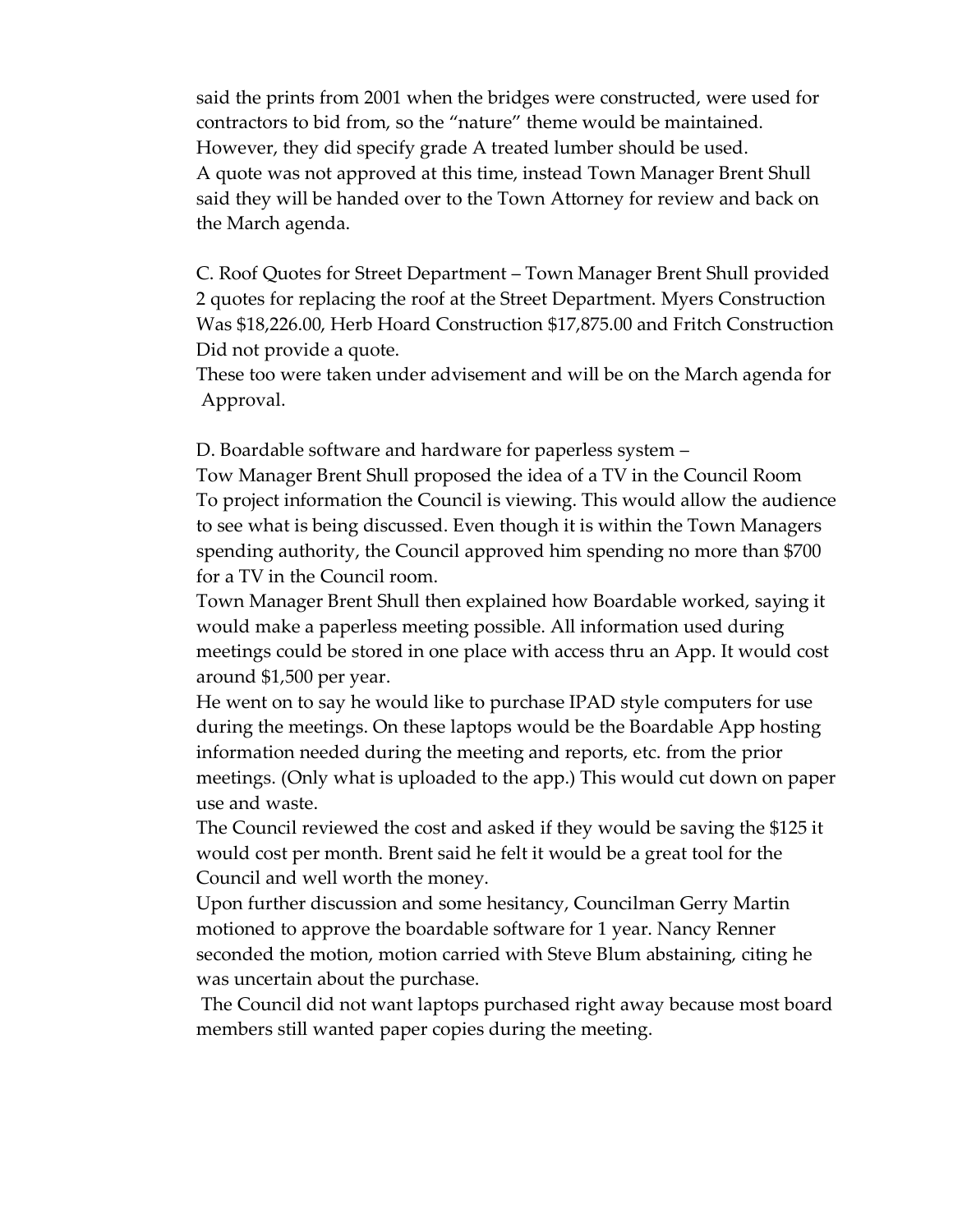said the prints from 2001 when the bridges were constructed, were used for contractors to bid from, so the "nature" theme would be maintained. However, they did specify grade A treated lumber should be used.
A quote was not approved at this time, instead Town Manager Brent Shull said they will be handed over to the Town Attorney for review and back on the March agenda.

C. Roof Quotes for Street Department – Town Manager Brent Shull provided 2 quotes for replacing the roof at the Street Department. Myers Construction Was $18,226.00, Herb Hoard Construction $17,875.00 and Fritch Construction Did not provide a quote.
These too were taken under advisement and will be on the March agenda for Approval.

D. Boardable software and hardware for paperless system –
Tow Manager Brent Shull proposed the idea of a TV in the Council Room To project information the Council is viewing. This would allow the audience to see what is being discussed. Even though it is within the Town Managers spending authority, the Council approved him spending no more than $700 for a TV in the Council room.
Town Manager Brent Shull then explained how Boardable worked, saying it would make a paperless meeting possible. All information used during meetings could be stored in one place with access thru an App. It would cost around $1,500 per year.
He went on to say he would like to purchase IPAD style computers for use during the meetings. On these laptops would be the Boardable App hosting information needed during the meeting and reports, etc. from the prior meetings. (Only what is uploaded to the app.) This would cut down on paper use and waste.
The Council reviewed the cost and asked if they would be saving the $125 it would cost per month. Brent said he felt it would be a great tool for the Council and well worth the money.
Upon further discussion and some hesitancy, Councilman Gerry Martin motioned to approve the boardable software for 1 year. Nancy Renner seconded the motion, motion carried with Steve Blum abstaining, citing he was uncertain about the purchase.
The Council did not want laptops purchased right away because most board members still wanted paper copies during the meeting.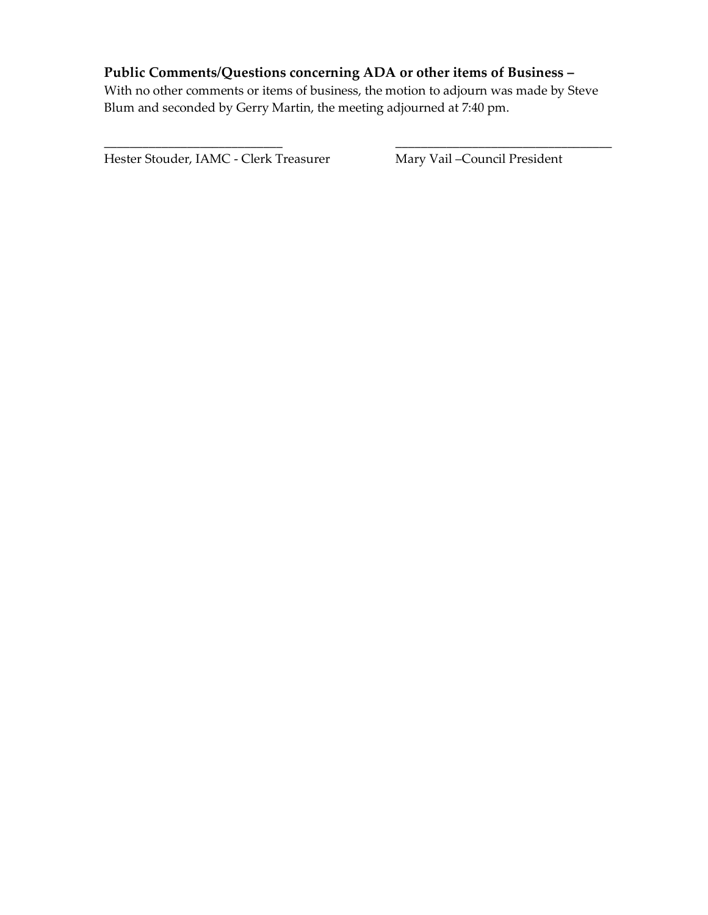**Public Comments/Questions concerning ADA or other items of Business –**
With no other comments or items of business, the motion to adjourn was made by Steve Blum and seconded by Gerry Martin, the meeting adjourned at 7:40 pm.

| | |
|---|---|
| ____________________________ | __________________________________ |
| Hester Stouder, IAMC - Clerk Treasurer | Mary Vail –Council President |